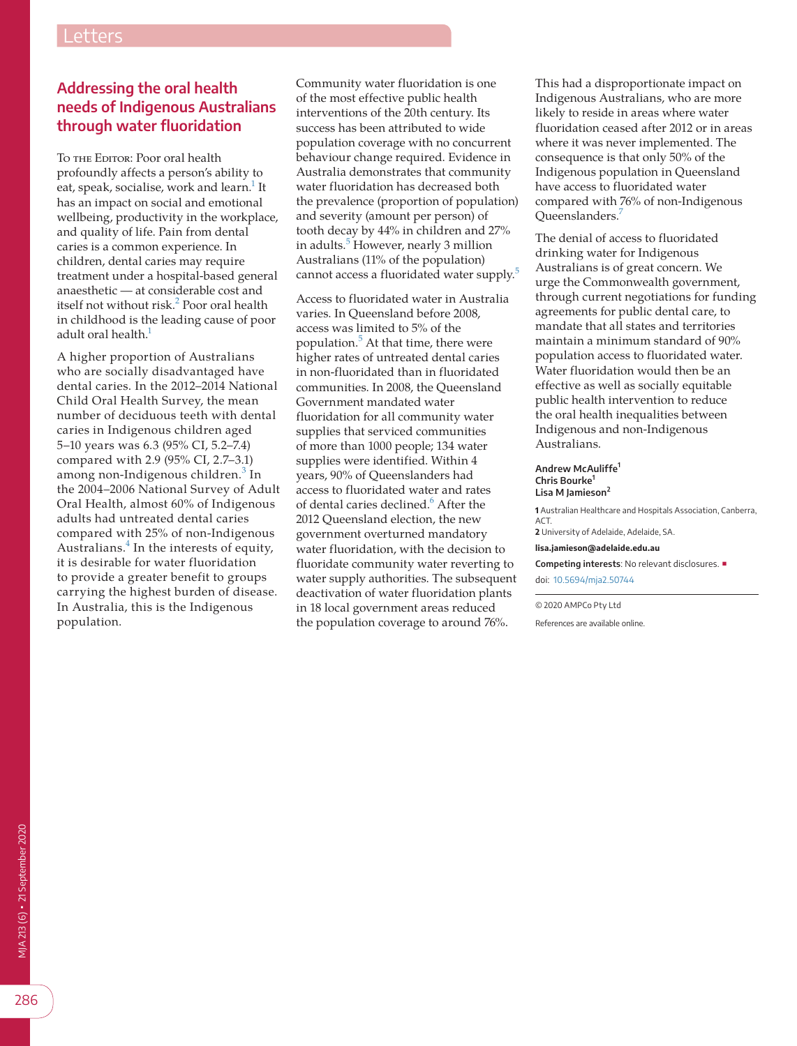# Addressing the oral health needs of Indigenous Australians through water fluoridation

To the Editor: Poor oral health profoundly affects a person's ability to eat, speak, socialise, work and learn.[1] It has an impact on social and emotional wellbeing, productivity in the workplace, and quality of life. Pain from dental caries is a common experience. In children, dental caries may require treatment under a hospital-based general anaesthetic — at considerable cost and itself not without risk.[2] Poor oral health in childhood is the leading cause of poor adult oral health.[1]

A higher proportion of Australians who are socially disadvantaged have dental caries. In the 2012–2014 National Child Oral Health Survey, the mean number of deciduous teeth with dental caries in Indigenous children aged 5–10 years was 6.3 (95% CI, 5.2–7.4) compared with 2.9 (95% CI, 2.7–3.1) among non-Indigenous children.[3] In the 2004–2006 National Survey of Adult Oral Health, almost 60% of Indigenous adults had untreated dental caries compared with 25% of non-Indigenous Australians.[4] In the interests of equity, it is desirable for water fluoridation to provide a greater benefit to groups carrying the highest burden of disease. In Australia, this is the Indigenous population.

Community water fluoridation is one of the most effective public health interventions of the 20th century. Its success has been attributed to wide population coverage with no concurrent behaviour change required. Evidence in Australia demonstrates that community water fluoridation has decreased both the prevalence (proportion of population) and severity (amount per person) of tooth decay by 44% in children and 27% in adults.[5] However, nearly 3 million Australians (11% of the population) cannot access a fluoridated water supply.[5]

Access to fluoridated water in Australia varies. In Queensland before 2008, access was limited to 5% of the population.[5] At that time, there were higher rates of untreated dental caries in non-fluoridated than in fluoridated communities. In 2008, the Queensland Government mandated water fluoridation for all community water supplies that serviced communities of more than 1000 people; 134 water supplies were identified. Within 4 years, 90% of Queenslanders had access to fluoridated water and rates of dental caries declined.[6] After the 2012 Queensland election, the new government overturned mandatory water fluoridation, with the decision to fluoridate community water reverting to water supply authorities. The subsequent deactivation of water fluoridation plants in 18 local government areas reduced the population coverage to around 76%.

This had a disproportionate impact on Indigenous Australians, who are more likely to reside in areas where water fluoridation ceased after 2012 or in areas where it was never implemented. The consequence is that only 50% of the Indigenous population in Queensland have access to fluoridated water compared with 76% of non-Indigenous Queenslanders.[7]

The denial of access to fluoridated drinking water for Indigenous Australians is of great concern. We urge the Commonwealth government, through current negotiations for funding agreements for public dental care, to mandate that all states and territories maintain a minimum standard of 90% population access to fluoridated water. Water fluoridation would then be an effective as well as socially equitable public health intervention to reduce the oral health inequalities between Indigenous and non-Indigenous Australians.

**Andrew McAuliffe**[1]
**Chris Bourke**[1]
**Lisa M Jamieson**[2]

[1] Australian Healthcare and Hospitals Association, Canberra, ACT.
[2] University of Adelaide, Adelaide, SA.

**lisa.jamieson@adelaide.edu.au**

**Competing interests**: No relevant disclosures.

doi: 10.5694/mja2.50744

© 2020 AMPCo Pty Ltd

References are available online.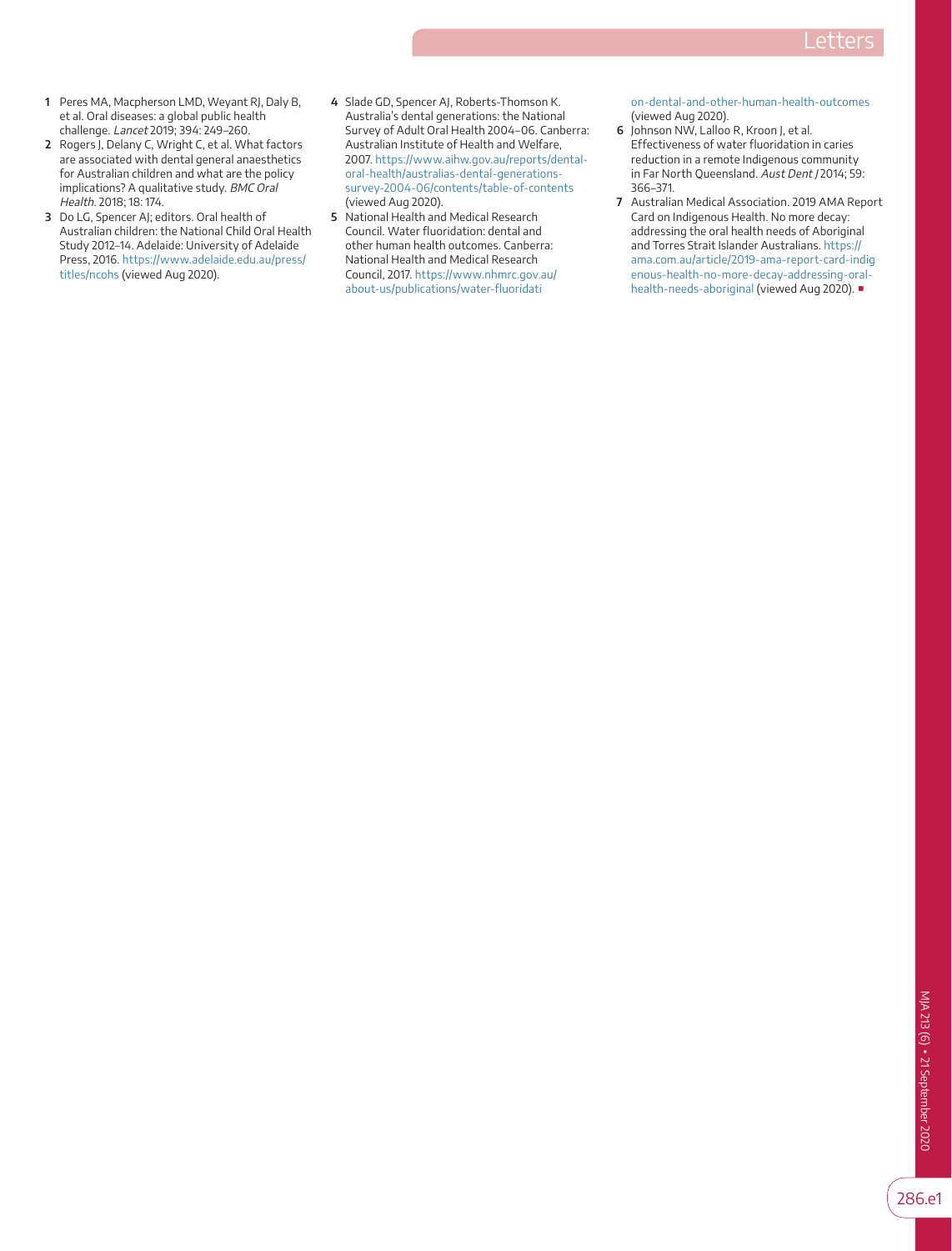1. Peres MA, Macpherson LMD, Weyant RJ, Daly B, et al. Oral diseases: a global public health challenge. *Lancet* 2019; 394: 249–260.
2. Rogers J, Delany C, Wright C, et al. What factors are associated with dental general anaesthetics for Australian children and what are the policy implications? A qualitative study. *BMC Oral Health*. 2018; 18: 174.
3. Do LG, Spencer AJ; editors. Oral health of Australian children: the National Child Oral Health Study 2012–14. Adelaide: University of Adelaide Press, 2016. https://www.adelaide.edu.au/press/titles/ncohs (viewed Aug 2020).
4. Slade GD, Spencer AJ, Roberts-Thomson K. Australia's dental generations: the National Survey of Adult Oral Health 2004–06. Canberra: Australian Institute of Health and Welfare, 2007. https://www.aihw.gov.au/reports/dental-oral-health/australias-dental-generations-survey-2004-06/contents/table-of-contents (viewed Aug 2020).
5. National Health and Medical Research Council. Water fluoridation: dental and other human health outcomes. Canberra: National Health and Medical Research Council, 2017. https://www.nhmrc.gov.au/about-us/publications/water-fluoridation-dental-and-other-human-health-outcomes (viewed Aug 2020).
6. Johnson NW, Lalloo R, Kroon J, et al. Effectiveness of water fluoridation in caries reduction in a remote Indigenous community in Far North Queensland. *Aust Dent J* 2014; 59: 366–371.
7. Australian Medical Association. 2019 AMA Report Card on Indigenous Health. No more decay: addressing the oral health needs of Aboriginal and Torres Strait Islander Australians. https://ama.com.au/article/2019-ama-report-card-indigenous-health-no-more-decay-addressing-oral-health-needs-aboriginal (viewed Aug 2020). ■